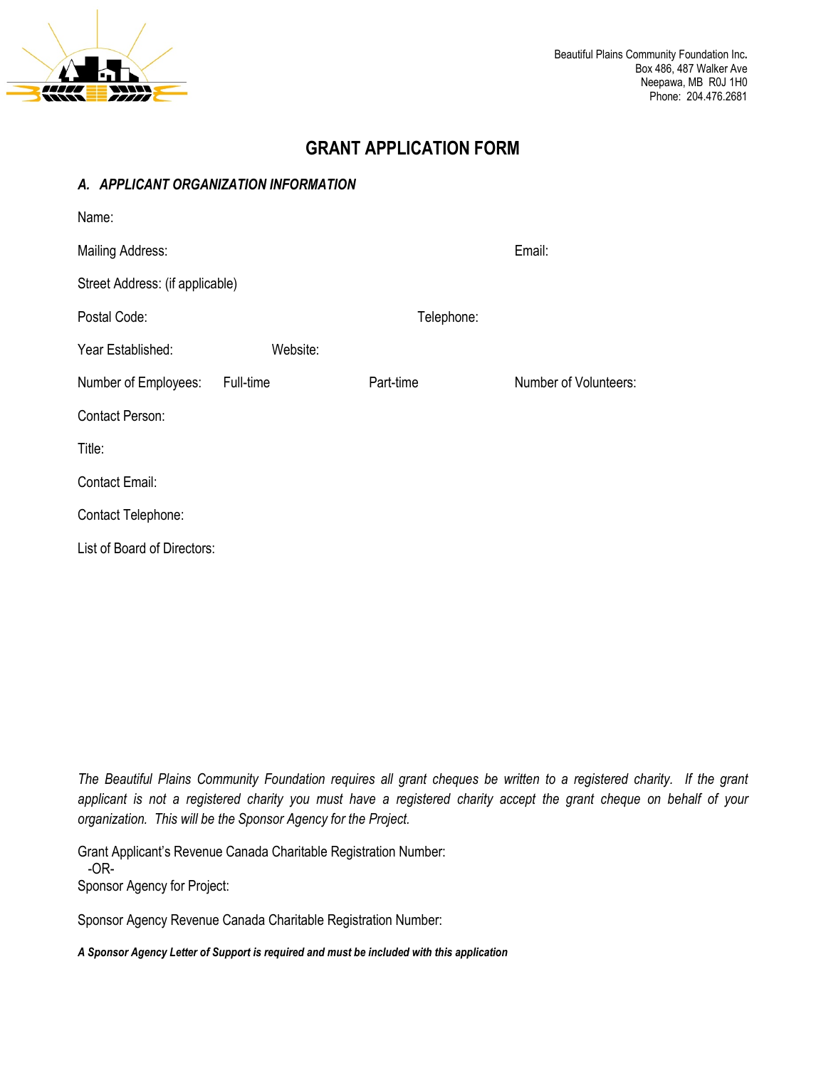Beautiful Plains Community Foundation Inc.
Box 486, 487 Walker Ave
Neepawa, MB R0J 1H0
Phone: 204.476.2681

# GRANT APPLICATION FORM

## *A. APPLICANT ORGANIZATION INFORMATION*

Name:

Mailing Address: Email:

Street Address: (if applicable)

Postal Code: Telephone:

Year Established: Website:

Number of Employees: Full-time Part-time Number of Volunteers:

Contact Person:

Title:

Contact Email:

Contact Telephone:

List of Board of Directors:

*The Beautiful Plains Community Foundation requires all grant cheques be written to a registered charity. If the grant applicant is not a registered charity you must have a registered charity accept the grant cheque on behalf of your organization. This will be the Sponsor Agency for the Project.*

Grant Applicant's Revenue Canada Charitable Registration Number:
-OR-
Sponsor Agency for Project:

Sponsor Agency Revenue Canada Charitable Registration Number:

***A Sponsor Agency Letter of Support is required and must be included with this application***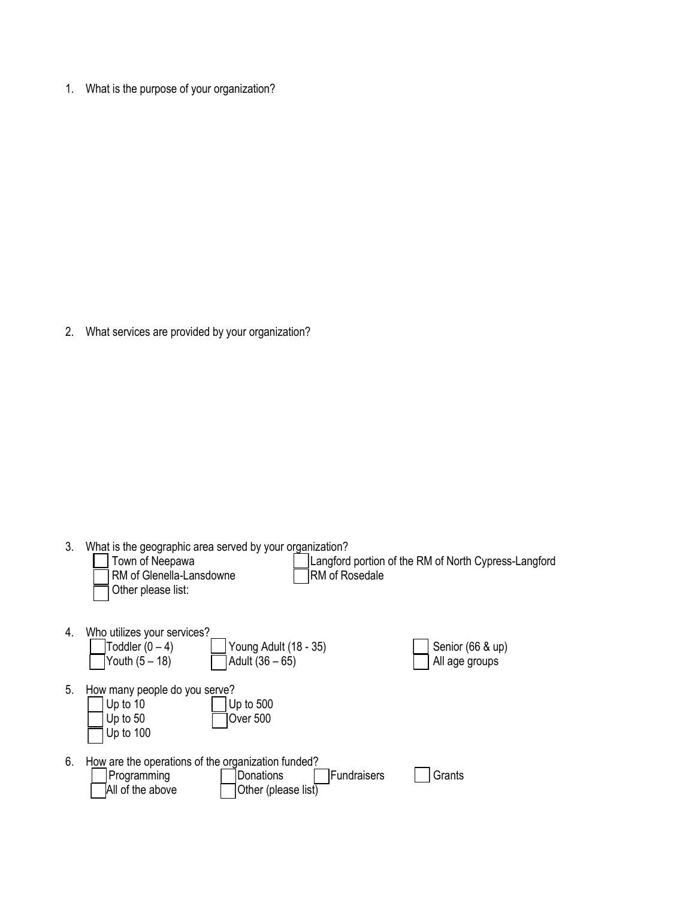1. What is the purpose of your organization?

2. What services are provided by your organization?

3. What is the geographic area served by your organization?
   - [ ] Town of Neepawa
   - [ ] Langford portion of the RM of North Cypress-Langford
   - [ ] RM of Glenella-Lansdowne
   - [ ] RM of Rosedale
   - [ ] Other please list:

4. Who utilizes your services?
   - [ ] Toddler (0 – 4)
   - [ ] Young Adult (18 - 35)
   - [ ] Senior (66 & up)
   - [ ] Youth (5 – 18)
   - [ ] Adult (36 – 65)
   - [ ] All age groups

5. How many people do you serve?
   - [ ] Up to 10
   - [ ] Up to 500
   - [ ] Up to 50
   - [ ] Over 500
   - [ ] Up to 100

6. How are the operations of the organization funded?
   - [ ] Programming
   - [ ] Donations
   - [ ] Fundraisers
   - [ ] Grants
   - [ ] All of the above
   - [ ] Other (please list)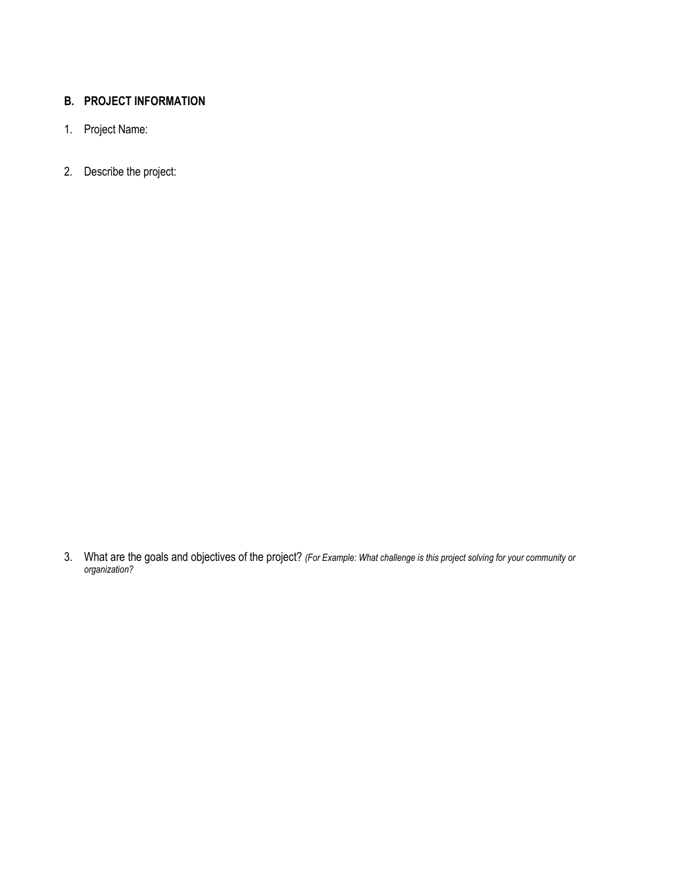## B. PROJECT INFORMATION

1. Project Name:

2. Describe the project:

3. What are the goals and objectives of the project? *(For Example: What challenge is this project solving for your community or organization?*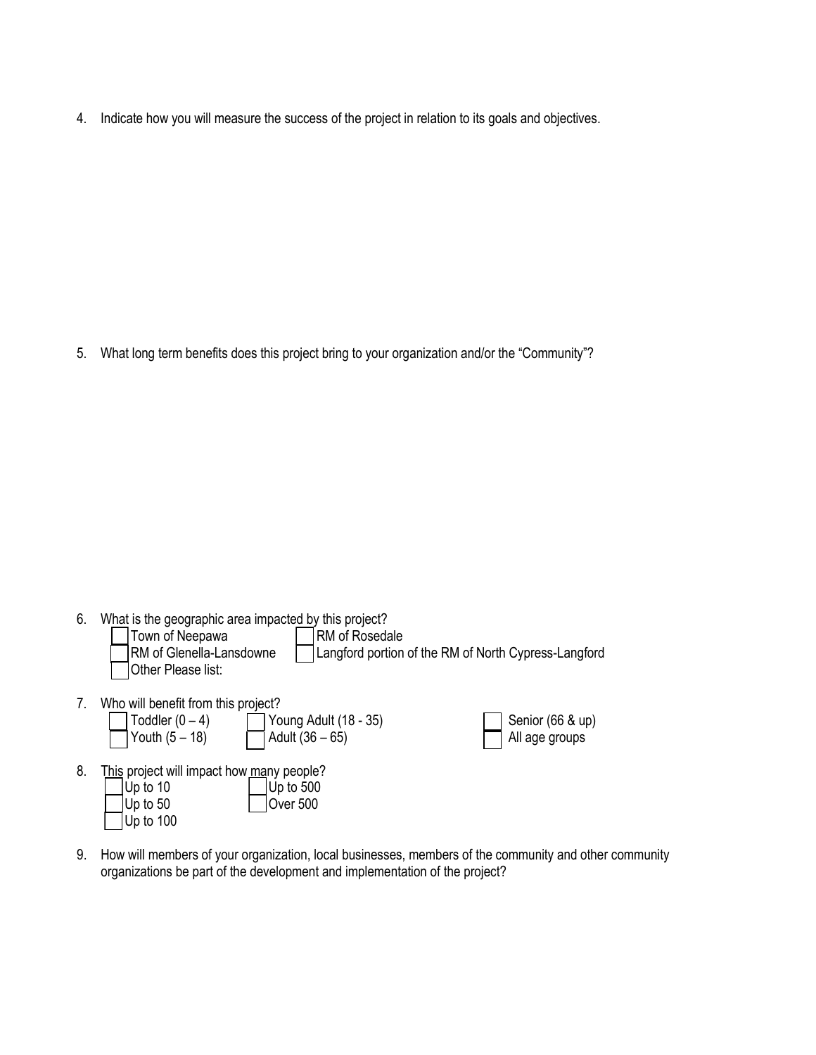4. Indicate how you will measure the success of the project in relation to its goals and objectives.

5. What long term benefits does this project bring to your organization and/or the "Community"?

6. What is the geographic area impacted by this project?
   - ☐ Town of Neepawa
   - ☐ RM of Rosedale
   - ☐ RM of Glenella-Lansdowne
   - ☐ Langford portion of the RM of North Cypress-Langford
   - ☐ Other Please list:

7. Who will benefit from this project?
   - ☐ Toddler (0 – 4)
   - ☐ Youth (5 – 18)
   - ☐ Young Adult (18 - 35)
   - ☐ Adult (36 – 65)
   - ☐ Senior (66 & up)
   - ☐ All age groups

8. This project will impact how many people?
   - ☐ Up to 10
   - ☐ Up to 50
   - ☐ Up to 100
   - ☐ Up to 500
   - ☐ Over 500

9. How will members of your organization, local businesses, members of the community and other community organizations be part of the development and implementation of the project?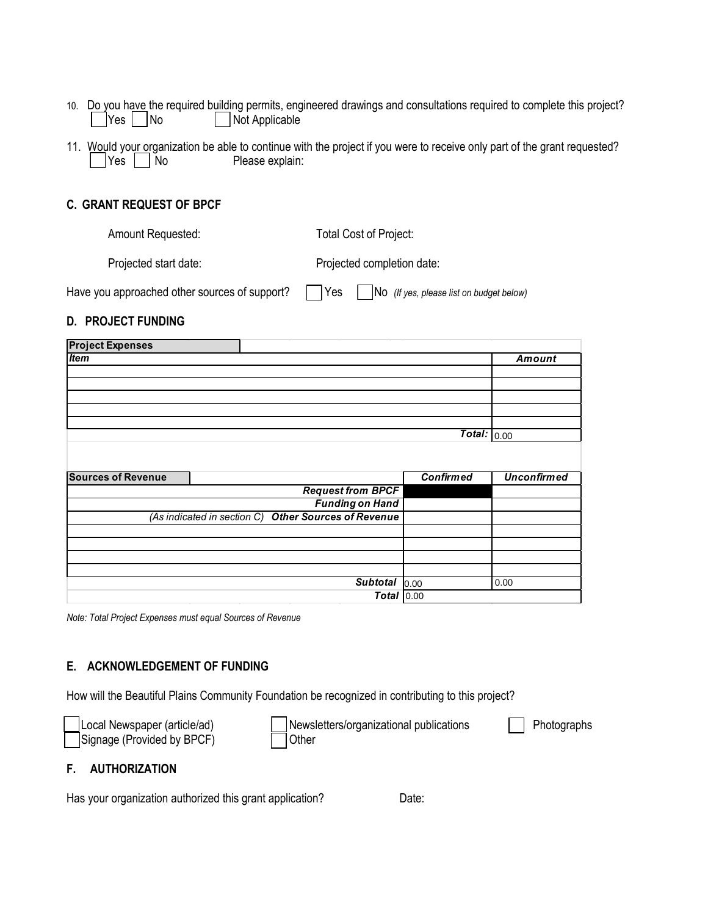10. Do you have the required building permits, engineered drawings and consultations required to complete this project?
    ☐ Yes ☐ No ☐ Not Applicable

11. Would your organization be able to continue with the project if you were to receive only part of the grant requested?
    ☐ Yes ☐ No Please explain:

## C. GRANT REQUEST OF BPCF

Amount Requested: Total Cost of Project:

Projected start date: Projected completion date:

Have you approached other sources of support? ☐ Yes ☐ No *(If yes, please list on budget below)*

## D. PROJECT FUNDING

| **Project Expenses** | |
|---|---|
| ***Item*** | ***Amount*** |
| | |
| | |
| | |
| | |
| | |
| ***Total:*** | 0.00 |

| **Sources of Revenue** | ***Confirmed*** | ***Unconfirmed*** |
|---|---|---|
| ***Request from BPCF*** | | |
| ***Funding on Hand*** | | |
| *(As indicated in section C)* ***Other Sources of Revenue*** | | |
| | | |
| | | |
| | | |
| | | |
| ***Subtotal*** | 0.00 | 0.00 |
| ***Total*** | 0.00 | |

*Note: Total Project Expenses must equal Sources of Revenue*

## E. ACKNOWLEDGEMENT OF FUNDING

How will the Beautiful Plains Community Foundation be recognized in contributing to this project?

☐ Local Newspaper (article/ad) ☐ Newsletters/organizational publications ☐ Photographs
☐ Signage (Provided by BPCF) ☐ Other

## F. AUTHORIZATION

Has your organization authorized this grant application? Date: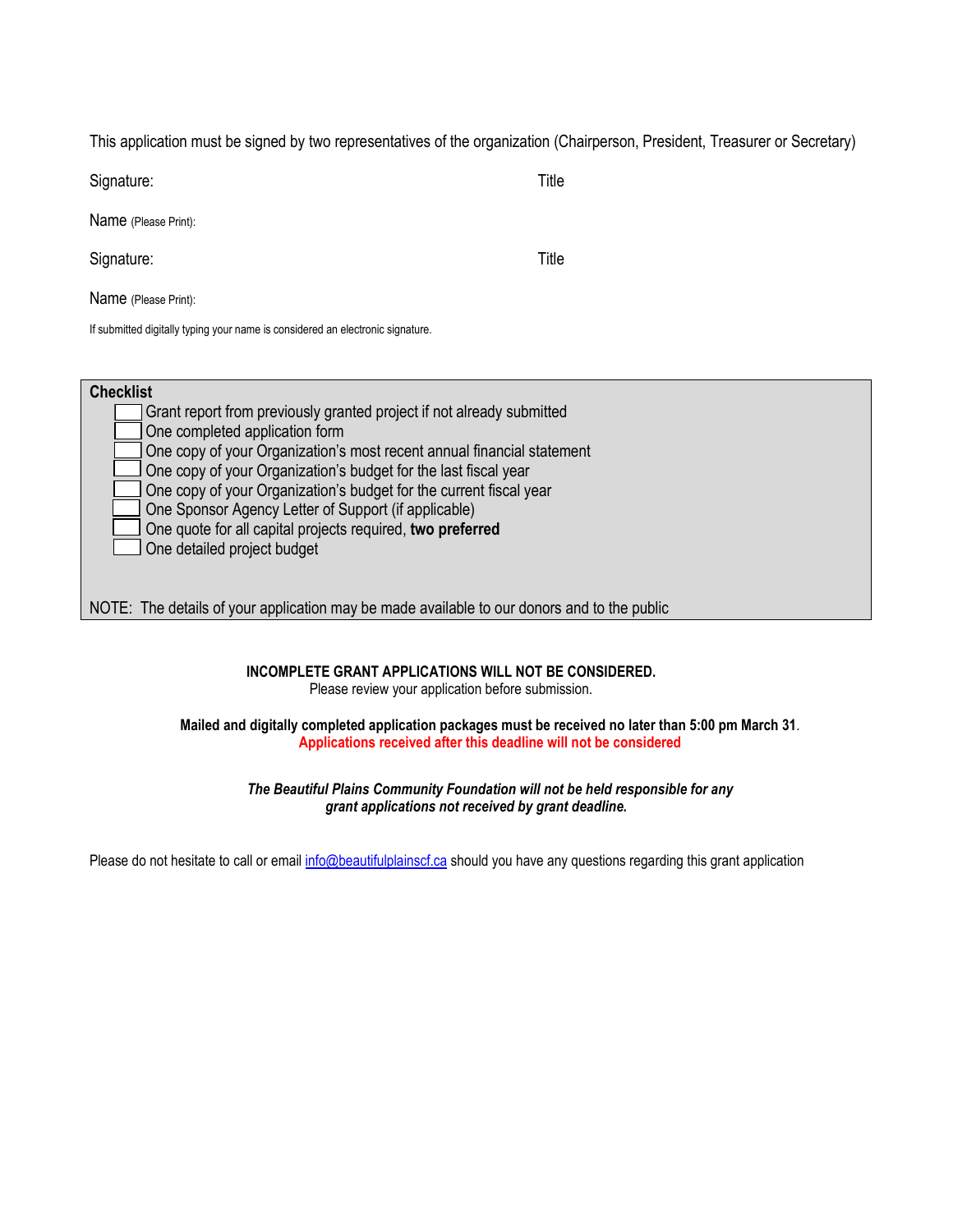This application must be signed by two representatives of the organization (Chairperson, President, Treasurer or Secretary)

Signature: Title

Name (Please Print):

Signature: Title

Name (Please Print):

If submitted digitally typing your name is considered an electronic signature.

**Checklist**

- [ ] Grant report from previously granted project if not already submitted
- [ ] One completed application form
- [ ] One copy of your Organization's most recent annual financial statement
- [ ] One copy of your Organization's budget for the last fiscal year
- [ ] One copy of your Organization's budget for the current fiscal year
- [ ] One Sponsor Agency Letter of Support (if applicable)
- [ ] One quote for all capital projects required, **two preferred**
- [ ] One detailed project budget

NOTE: The details of your application may be made available to our donors and to the public

**INCOMPLETE GRANT APPLICATIONS WILL NOT BE CONSIDERED.**
Please review your application before submission.

**Mailed and digitally completed application packages must be received no later than 5:00 pm March 31**.
**Applications received after this deadline will not be considered**

***The Beautiful Plains Community Foundation will not be held responsible for any grant applications not received by grant deadline.***

Please do not hesitate to call or email info@beautifulplainscf.ca should you have any questions regarding this grant application